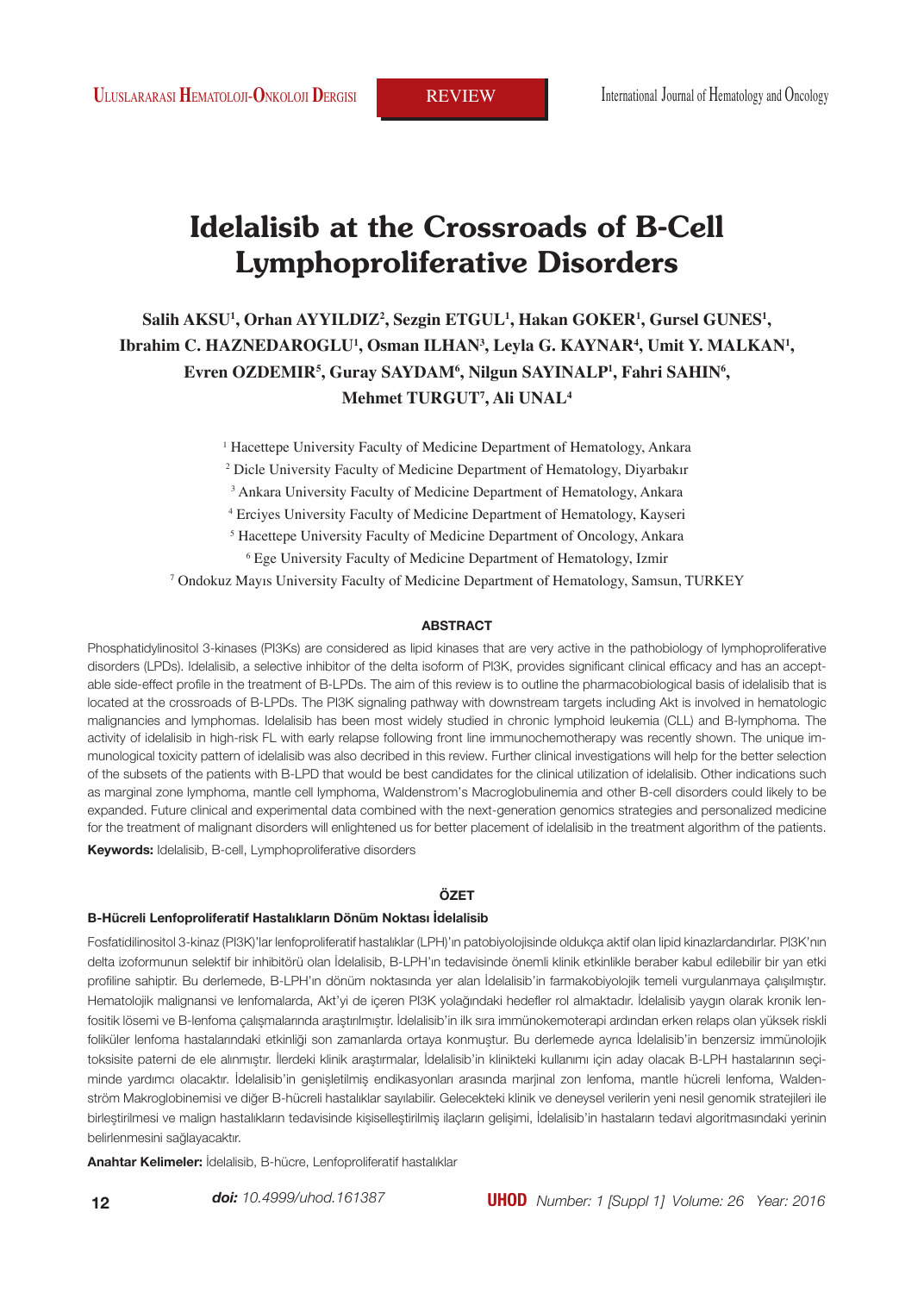REVIEW

# Idelalisib at the Crossroads of B-Cell Lymphoproliferative Disorders

**Salih AKSU[1], Orhan AYYILDIZ[2], Sezgin ETGUL[1], Hakan GOKER[1], Gursel GUNES[1], Ibrahim C. HAZNEDAROGLU[1], Osman ILHAN[3], Leyla G. KAYNAR[4], Umit Y. MALKAN[1], Evren OZDEMIR[5], Guray SAYDAM[6], Nilgun SAYINALP[1], Fahri SAHIN[6], Mehmet TURGUT[7], Ali UNAL[4]**

[1] Hacettepe University Faculty of Medicine Department of Hematology, Ankara
[2] Dicle University Faculty of Medicine Department of Hematology, Diyarbakır
[3] Ankara University Faculty of Medicine Department of Hematology, Ankara
[4] Erciyes University Faculty of Medicine Department of Hematology, Kayseri
[5] Hacettepe University Faculty of Medicine Department of Oncology, Ankara
[6] Ege University Faculty of Medicine Department of Hematology, Izmir
[7] Ondokuz Mayıs University Faculty of Medicine Department of Hematology, Samsun, TURKEY

## ABSTRACT

Phosphatidylinositol 3-kinases (PI3Ks) are considered as lipid kinases that are very active in the pathobiology of lymphoproliferative disorders (LPDs). Idelalisib, a selective inhibitor of the delta isoform of PI3K, provides significant clinical efficacy and has an acceptable side-effect profile in the treatment of B-LPDs. The aim of this review is to outline the pharmacobiological basis of idelalisib that is located at the crossroads of B-LPDs. The PI3K signaling pathway with downstream targets including Akt is involved in hematologic malignancies and lymphomas. Idelalisib has been most widely studied in chronic lymphoid leukemia (CLL) and B-lymphoma. The activity of idelalisib in high-risk FL with early relapse following front line immunochemotherapy was recently shown. The unique immunological toxicity pattern of idelalisib was also decribed in this review. Further clinical investigations will help for the better selection of the subsets of the patients with B-LPD that would be best candidates for the clinical utilization of idelalisib. Other indications such as marginal zone lymphoma, mantle cell lymphoma, Waldenstrom's Macroglobulinemia and other B-cell disorders could likely to be expanded. Future clinical and experimental data combined with the next-generation genomics strategies and personalized medicine for the treatment of malignant disorders will enlightened us for better placement of idelalisib in the treatment algorithm of the patients.

**Keywords:** Idelalisib, B-cell, Lymphoproliferative disorders

## ÖZET

### B-Hücreli Lenfoproliferatif Hastalıkların Dönüm Noktası İdelalisib

Fosfatidilinositol 3-kinaz (PI3K)'lar lenfoproliferatif hastalıklar (LPH)'ın patobiyolojisinde oldukça aktif olan lipid kinazlardandırlar. PI3K'nın delta izoformunun selektif bir inhibitörü olan İdelalisib, B-LPH'ın tedavisinde önemli klinik etkinlikle beraber kabul edilebilir bir yan etki profiline sahiptir. Bu derlemede, B-LPH'ın dönüm noktasında yer alan İdelalisib'in farmakobiyolojik temeli vurgulanmaya çalışılmıştır. Hematolojik malignansi ve lenfomalarda, Akt'yi de içeren PI3K yolağındaki hedefler rol almaktadır. İdelalisib yaygın olarak kronik lenfositik lösemi ve B-lenfoma çalışmalarında araştırılmıştır. İdelalisib'in ilk sıra immünokemoterapi ardından erken relaps olan yüksek riskli foliküler lenfoma hastalarındaki etkinliği son zamanlarda ortaya konmuştur. Bu derlemede ayrıca İdelalisib'in benzersiz immünolojik toksisite paterni de ele alınmıştır. İlerdeki klinik araştırmalar, İdelalisib'in klinikteki kullanımı için aday olacak B-LPH hastalarının seçiminde yardımcı olacaktır. İdelalisib'in genişletilmiş endikasyonları arasında marjinal zon lenfoma, mantle hücreli lenfoma, Waldenström Makroglobinemisi ve diğer B-hücreli hastalıklar sayılabilir. Gelecekteki klinik ve deneysel verilerin yeni nesil genomik stratejileri ile birleştirilmesi ve malign hastalıkların tedavisinde kişiselleştirilmiş ilaçların gelişimi, İdelalisib'in hastaların tedavi algoritmasındaki yerinin belirlenmesini sağlayacaktır.

**Anahtar Kelimeler:** İdelalisib, B-hücre, Lenfoproliferatif hastalıklar

*doi: 10.4999/uhod.161387*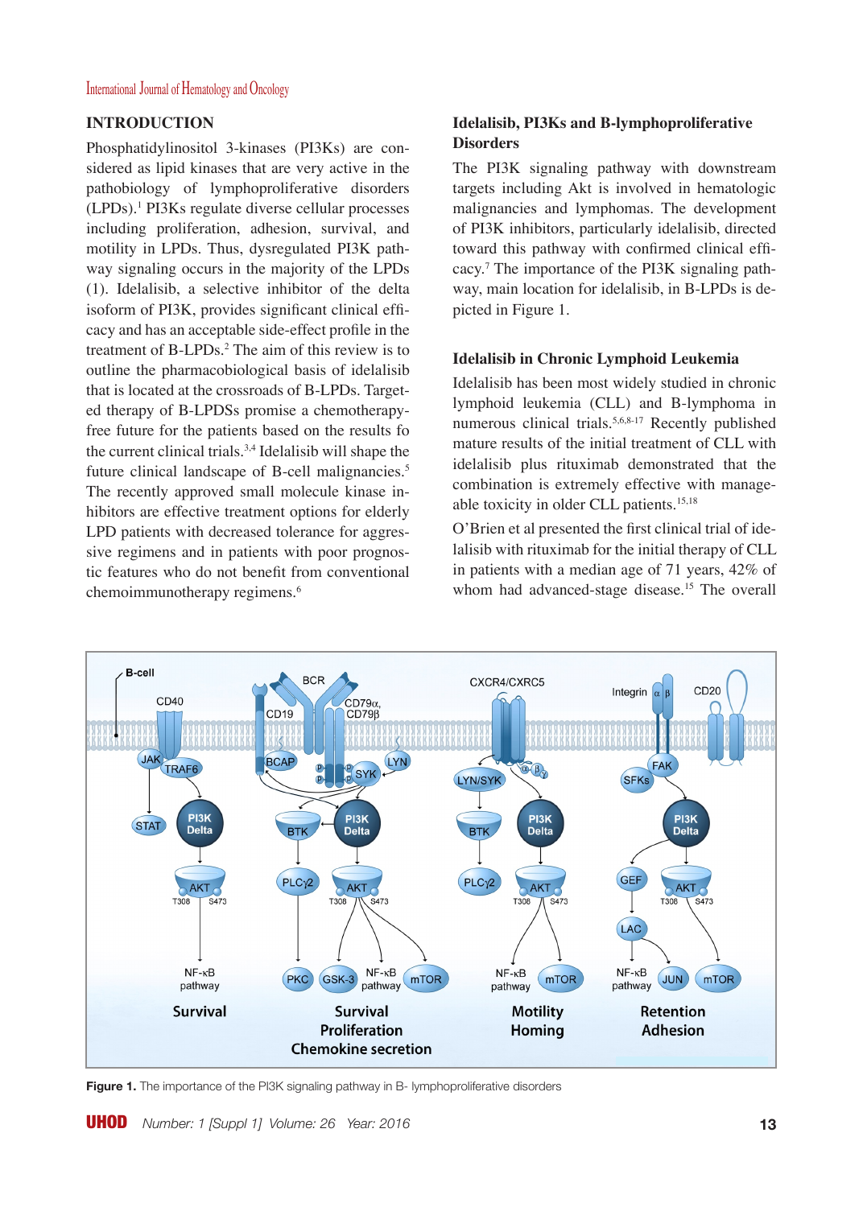## INTRODUCTION

Phosphatidylinositol 3-kinases (PI3Ks) are considered as lipid kinases that are very active in the pathobiology of lymphoproliferative disorders (LPDs).[1] PI3Ks regulate diverse cellular processes including proliferation, adhesion, survival, and motility in LPDs. Thus, dysregulated PI3K pathway signaling occurs in the majority of the LPDs (1). Idelalisib, a selective inhibitor of the delta isoform of PI3K, provides significant clinical efficacy and has an acceptable side-effect profile in the treatment of B-LPDs.[2] The aim of this review is to outline the pharmacobiological basis of idelalisib that is located at the crossroads of B-LPDs. Targeted therapy of B-LPDSs promise a chemotherapy-free future for the patients based on the results fo the current clinical trials.[3,4] Idelalisib will shape the future clinical landscape of B-cell malignancies.[5] The recently approved small molecule kinase inhibitors are effective treatment options for elderly LPD patients with decreased tolerance for aggressive regimens and in patients with poor prognostic features who do not benefit from conventional chemoimmunotherapy regimens.[6]

### Idelalisib, PI3Ks and B-lymphoproliferative Disorders

The PI3K signaling pathway with downstream targets including Akt is involved in hematologic malignancies and lymphomas. The development of PI3K inhibitors, particularly idelalisib, directed toward this pathway with confirmed clinical efficacy.[7] The importance of the PI3K signaling pathway, main location for idelalisib, in B-LPDs is depicted in Figure 1.

### Idelalisib in Chronic Lymphoid Leukemia

Idelalisib has been most widely studied in chronic lymphoid leukemia (CLL) and B-lymphoma in numerous clinical trials.[5,6,8-17] Recently published mature results of the initial treatment of CLL with idelalisib plus rituximab demonstrated that the combination is extremely effective with manageable toxicity in older CLL patients.[15,18]

O'Brien et al presented the first clinical trial of idelalisib with rituximab for the initial therapy of CLL in patients with a median age of 71 years, 42% of whom had advanced-stage disease.[15] The overall

**Figure 1.** The importance of the PI3K signaling pathway in B- lymphoproliferative disorders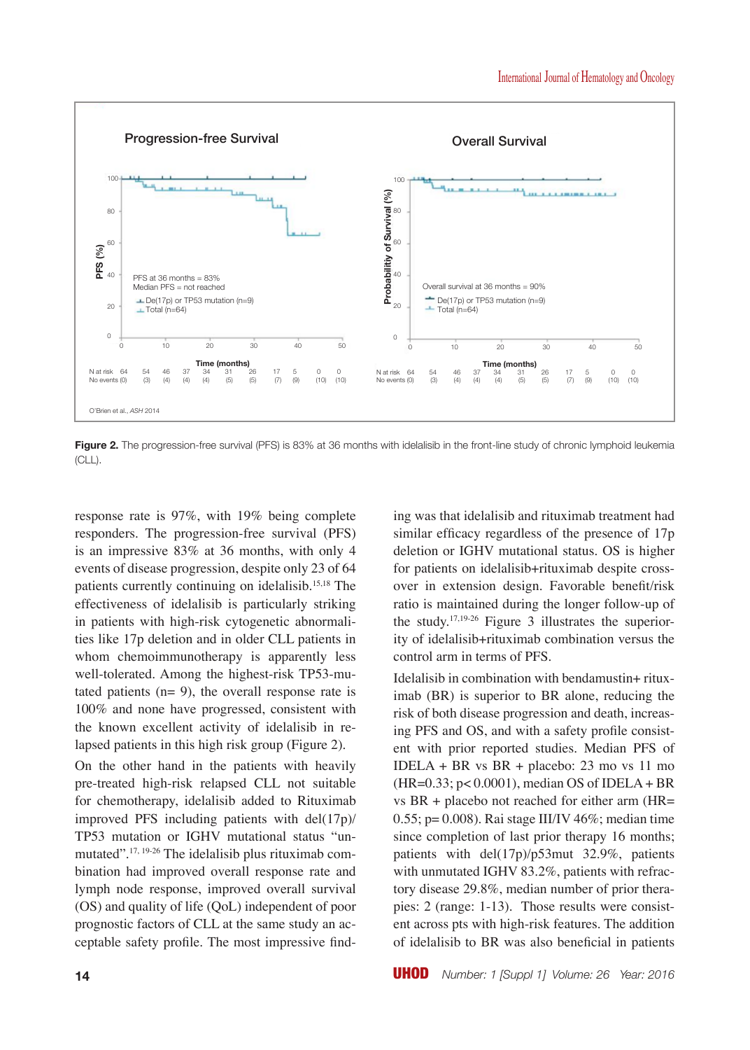**Figure 2.** The progression-free survival (PFS) is 83% at 36 months with idelalisib in the front-line study of chronic lymphoid leukemia (CLL).

response rate is 97%, with 19% being complete responders. The progression-free survival (PFS) is an impressive 83% at 36 months, with only 4 events of disease progression, despite only 23 of 64 patients currently continuing on idelalisib.[15,18] The effectiveness of idelalisib is particularly striking in patients with high-risk cytogenetic abnormalities like 17p deletion and in older CLL patients in whom chemoimmunotherapy is apparently less well-tolerated. Among the highest-risk TP53-mutated patients (n= 9), the overall response rate is 100% and none have progressed, consistent with the known excellent activity of idelalisib in relapsed patients in this high risk group (Figure 2).

On the other hand in the patients with heavily pre-treated high-risk relapsed CLL not suitable for chemotherapy, idelalisib added to Rituximab improved PFS including patients with del(17p)/ TP53 mutation or IGHV mutational status "unmutated".[17, 19-26] The idelalisib plus rituximab combination had improved overall response rate and lymph node response, improved overall survival (OS) and quality of life (QoL) independent of poor prognostic factors of CLL at the same study an acceptable safety profile. The most impressive finding was that idelalisib and rituximab treatment had similar efficacy regardless of the presence of 17p deletion or IGHV mutational status. OS is higher for patients on idelalisib+rituximab despite crossover in extension design. Favorable benefit/risk ratio is maintained during the longer follow-up of the study.[17,19-26] Figure 3 illustrates the superiority of idelalisib+rituximab combination versus the control arm in terms of PFS.

Idelalisib in combination with bendamustin+ rituximab (BR) is superior to BR alone, reducing the risk of both disease progression and death, increasing PFS and OS, and with a safety profile consistent with prior reported studies. Median PFS of IDELA + BR vs BR + placebo: 23 mo vs 11 mo (HR=0.33; $p<0.0001$), median OS of IDELA + BR vs BR + placebo not reached for either arm (HR= 0.55; $p=0.008$). Rai stage III/IV 46%; median time since completion of last prior therapy 16 months; patients with del(17p)/p53mut 32.9%, patients with unmutated IGHV 83.2%, patients with refractory disease 29.8%, median number of prior therapies: 2 (range: 1-13). Those results were consistent across pts with high-risk features. The addition of idelalisib to BR was also beneficial in patients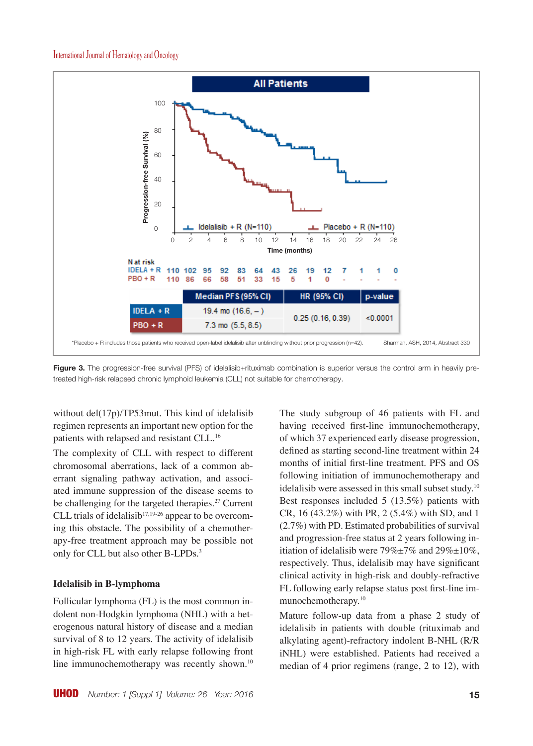**Figure 3.** The progression-free survival (PFS) of idelalisib+rituximab combination is superior versus the control arm in heavily pre-treated high-risk relapsed chronic lymphoid leukemia (CLL) not suitable for chemotherapy.

without del(17p)/TP53mut. This kind of idelalisib regimen represents an important new option for the patients with relapsed and resistant CLL.[16]

The complexity of CLL with respect to different chromosomal aberrations, lack of a common aberrant signaling pathway activation, and associated immune suppression of the disease seems to be challenging for the targeted therapies.[27] Current CLL trials of idelalisib[17,19-26] appear to be overcoming this obstacle. The possibility of a chemotherapy-free treatment approach may be possible not only for CLL but also other B-LPDs.[3]

### Idelalisib in B-lymphoma

Follicular lymphoma (FL) is the most common indolent non-Hodgkin lymphoma (NHL) with a heterogeneous natural history of disease and a median survival of 8 to 12 years. The activity of idelalisib in high-risk FL with early relapse following front line immunochemotherapy was recently shown.[10] The study subgroup of 46 patients with FL and having received first-line immunochemotherapy, of which 37 experienced early disease progression, defined as starting second-line treatment within 24 months of initial first-line treatment. PFS and OS following initiation of immunochemotherapy and idelalisib were assessed in this small subset study.[10] Best responses included 5 (13.5%) patients with CR, 16 (43.2%) with PR, 2 (5.4%) with SD, and 1 (2.7%) with PD. Estimated probabilities of survival and progression-free status at 2 years following initiation of idelalisib were 79%±7% and 29%±10%, respectively. Thus, idelalisib may have significant clinical activity in high-risk and doubly-refractive FL following early relapse status post first-line immunochemotherapy.[10]

Mature follow-up data from a phase 2 study of idelalisib in patients with double (rituximab and alkylating agent)-refractory indolent B-NHL (R/R iNHL) were established. Patients had received a median of 4 prior regimens (range, 2 to 12), with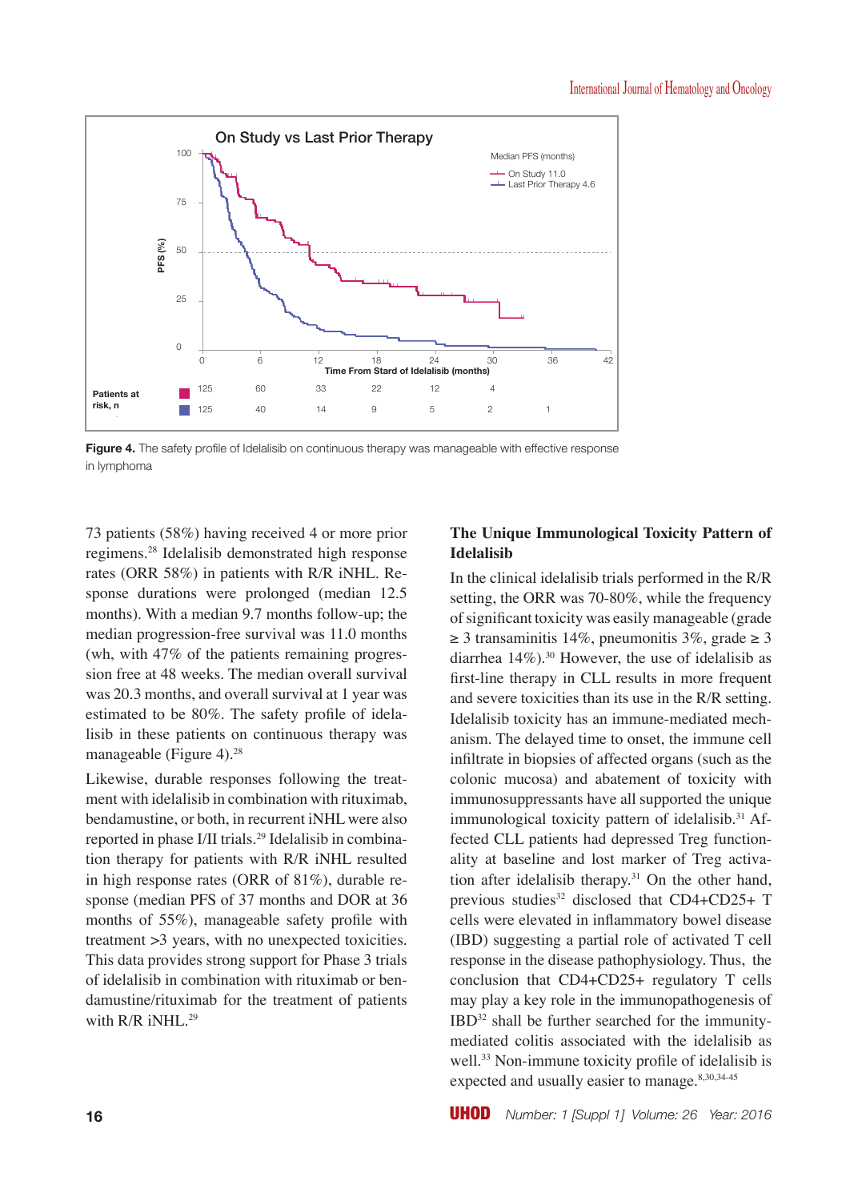**Figure 4.** The safety profile of Idelalisib on continuous therapy was manageable with effective response in lymphoma

73 patients (58%) having received 4 or more prior regimens.[28] Idelalisib demonstrated high response rates (ORR 58%) in patients with R/R iNHL. Response durations were prolonged (median 12.5 months). With a median 9.7 months follow-up; the median progression-free survival was 11.0 months (wh, with 47% of the patients remaining progression free at 48 weeks. The median overall survival was 20.3 months, and overall survival at 1 year was estimated to be 80%. The safety profile of idelalisib in these patients on continuous therapy was manageable (Figure 4).[28]

Likewise, durable responses following the treatment with idelalisib in combination with rituximab, bendamustine, or both, in recurrent iNHL were also reported in phase I/II trials.[29] Idelalisib in combination therapy for patients with R/R iNHL resulted in high response rates (ORR of 81%), durable response (median PFS of 37 months and DOR at 36 months of 55%), manageable safety profile with treatment >3 years, with no unexpected toxicities. This data provides strong support for Phase 3 trials of idelalisib in combination with rituximab or bendamustine/rituximab for the treatment of patients with R/R iNHL.[29]

## The Unique Immunological Toxicity Pattern of Idelalisib

In the clinical idelalisib trials performed in the R/R setting, the ORR was 70-80%, while the frequency of significant toxicity was easily manageable (grade ≥ 3 transaminitis 14%, pneumonitis 3%, grade ≥ 3 diarrhea 14%).[30] However, the use of idelalisib as first-line therapy in CLL results in more frequent and severe toxicities than its use in the R/R setting. Idelalisib toxicity has an immune-mediated mechanism. The delayed time to onset, the immune cell infiltrate in biopsies of affected organs (such as the colonic mucosa) and abatement of toxicity with immunosuppressants have all supported the unique immunological toxicity pattern of idelalisib.[31] Affected CLL patients had depressed Treg functionality at baseline and lost marker of Treg activation after idelalisib therapy.[31] On the other hand, previous studies[32] disclosed that CD4+CD25+ T cells were elevated in inflammatory bowel disease (IBD) suggesting a partial role of activated T cell response in the disease pathophysiology. Thus, the conclusion that CD4+CD25+ regulatory T cells may play a key role in the immunopathogenesis of IBD[32] shall be further searched for the immunity-mediated colitis associated with the idelalisib as well.[33] Non-immune toxicity profile of idelalisib is expected and usually easier to manage.[8,30,34-45]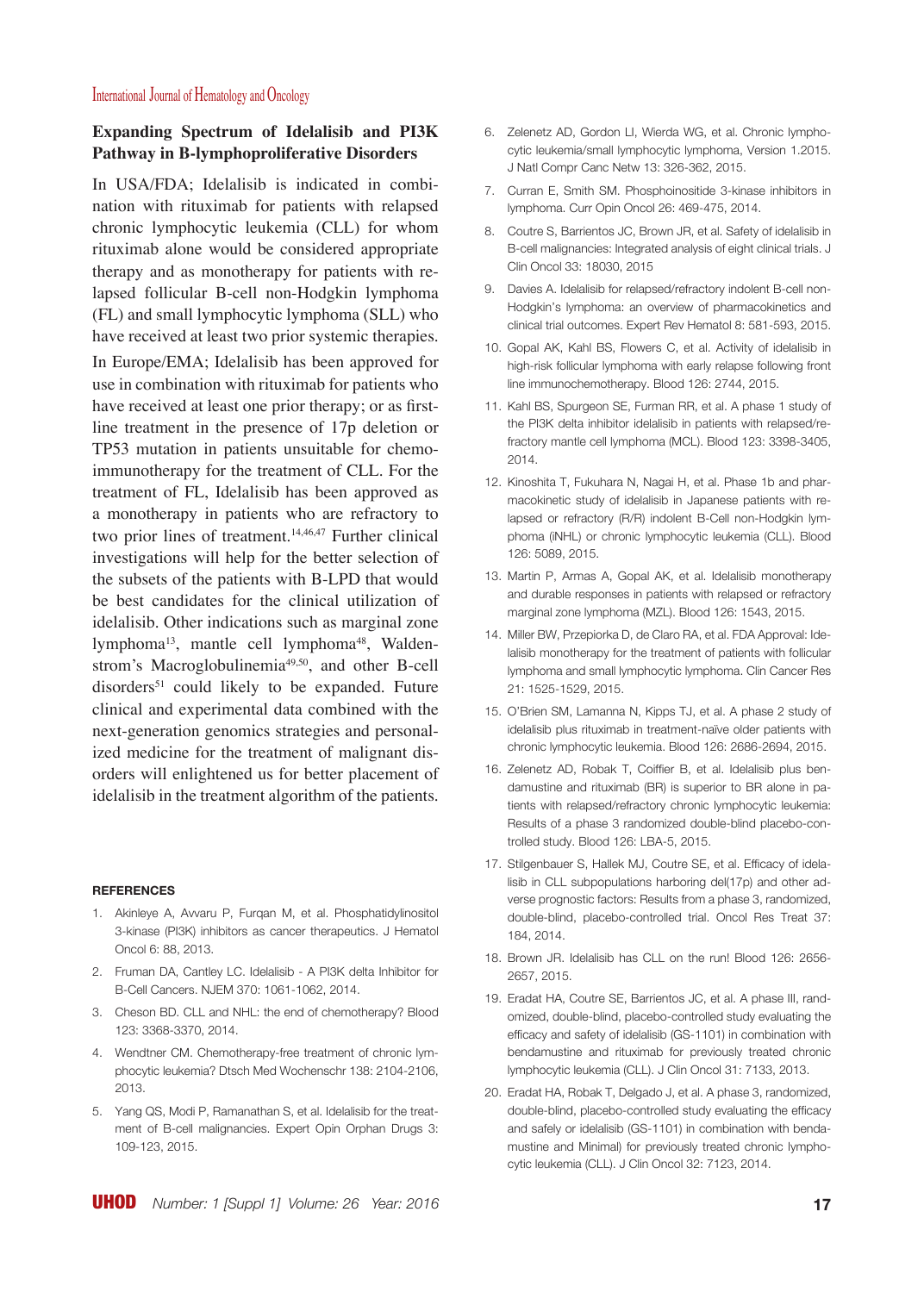## Expanding Spectrum of Idelalisib and PI3K Pathway in B-lymphoproliferative Disorders

In USA/FDA; Idelalisib is indicated in combination with rituximab for patients with relapsed chronic lymphocytic leukemia (CLL) for whom rituximab alone would be considered appropriate therapy and as monotherapy for patients with relapsed follicular B-cell non-Hodgkin lymphoma (FL) and small lymphocytic lymphoma (SLL) who have received at least two prior systemic therapies.

In Europe/EMA; Idelalisib has been approved for use in combination with rituximab for patients who have received at least one prior therapy; or as first-line treatment in the presence of 17p deletion or TP53 mutation in patients unsuitable for chemo-immunotherapy for the treatment of CLL. For the treatment of FL, Idelalisib has been approved as a monotherapy in patients who are refractory to two prior lines of treatment.[14,46,47] Further clinical investigations will help for the better selection of the subsets of the patients with B-LPD that would be best candidates for the clinical utilization of idelalisib. Other indications such as marginal zone lymphoma[13], mantle cell lymphoma[48], Waldenstrom's Macroglobulinemia[49,50], and other B-cell disorders[51] could likely to be expanded. Future clinical and experimental data combined with the next-generation genomics strategies and personalized medicine for the treatment of malignant disorders will enlightened us for better placement of idelalisib in the treatment algorithm of the patients.

#### REFERENCES

1. Akinleye A, Avvaru P, Furqan M, et al. Phosphatidylinositol 3-kinase (PI3K) inhibitors as cancer therapeutics. J Hematol Oncol 6: 88, 2013.
2. Fruman DA, Cantley LC. Idelalisib - A PI3K delta Inhibitor for B-Cell Cancers. NJEM 370: 1061-1062, 2014.
3. Cheson BD. CLL and NHL: the end of chemotherapy? Blood 123: 3368-3370, 2014.
4. Wendtner CM. Chemotherapy-free treatment of chronic lymphocytic leukemia? Dtsch Med Wochenschr 138: 2104-2106, 2013.
5. Yang QS, Modi P, Ramanathan S, et al. Idelalisib for the treatment of B-cell malignancies. Expert Opin Orphan Drugs 3: 109-123, 2015.
6. Zelenetz AD, Gordon LI, Wierda WG, et al. Chronic lymphocytic leukemia/small lymphocytic lymphoma, Version 1.2015. J Natl Compr Canc Netw 13: 326-362, 2015.
7. Curran E, Smith SM. Phosphoinositide 3-kinase inhibitors in lymphoma. Curr Opin Oncol 26: 469-475, 2014.
8. Coutre S, Barrientos JC, Brown JR, et al. Safety of idelalisib in B-cell malignancies: Integrated analysis of eight clinical trials. J Clin Oncol 33: 18030, 2015
9. Davies A. Idelalisib for relapsed/refractory indolent B-cell non-Hodgkin's lymphoma: an overview of pharmacokinetics and clinical trial outcomes. Expert Rev Hematol 8: 581-593, 2015.
10. Gopal AK, Kahl BS, Flowers C, et al. Activity of idelalisib in high-risk follicular lymphoma with early relapse following front line immunochemotherapy. Blood 126: 2744, 2015.
11. Kahl BS, Spurgeon SE, Furman RR, et al. A phase 1 study of the PI3K delta inhibitor idelalisib in patients with relapsed/refractory mantle cell lymphoma (MCL). Blood 123: 3398-3405, 2014.
12. Kinoshita T, Fukuhara N, Nagai H, et al. Phase 1b and pharmacokinetic study of idelalisib in Japanese patients with relapsed or refractory (R/R) indolent B-Cell non-Hodgkin lymphoma (iNHL) or chronic lymphocytic leukemia (CLL). Blood 126: 5089, 2015.
13. Martin P, Armas A, Gopal AK, et al. Idelalisib monotherapy and durable responses in patients with relapsed or refractory marginal zone lymphoma (MZL). Blood 126: 1543, 2015.
14. Miller BW, Przepiorka D, de Claro RA, et al. FDA Approval: Idelalisib monotherapy for the treatment of patients with follicular lymphoma and small lymphocytic lymphoma. Clin Cancer Res 21: 1525-1529, 2015.
15. O'Brien SM, Lamanna N, Kipps TJ, et al. A phase 2 study of idelalisib plus rituximab in treatment-naïve older patients with chronic lymphocytic leukemia. Blood 126: 2686-2694, 2015.
16. Zelenetz AD, Robak T, Coiffier B, et al. Idelalisib plus bendamustine and rituximab (BR) is superior to BR alone in patients with relapsed/refractory chronic lymphocytic leukemia: Results of a phase 3 randomized double-blind placebo-controlled study. Blood 126: LBA-5, 2015.
17. Stilgenbauer S, Hallek MJ, Coutre SE, et al. Efficacy of idelalisib in CLL subpopulations harboring del(17p) and other adverse prognostic factors: Results from a phase 3, randomized, double-blind, placebo-controlled trial. Oncol Res Treat 37: 184, 2014.
18. Brown JR. Idelalisib has CLL on the run! Blood 126: 2656-2657, 2015.
19. Eradat HA, Coutre SE, Barrientos JC, et al. A phase III, randomized, double-blind, placebo-controlled study evaluating the efficacy and safety of idelalisib (GS-1101) in combination with bendamustine and rituximab for previously treated chronic lymphocytic leukemia (CLL). J Clin Oncol 31: 7133, 2013.
20. Eradat HA, Robak T, Delgado J, et al. A phase 3, randomized, double-blind, placebo-controlled study evaluating the efficacy and safely or idelalisib (GS-1101) in combination with bendamustine and Minimal) for previously treated chronic lymphocytic leukemia (CLL). J Clin Oncol 32: 7123, 2014.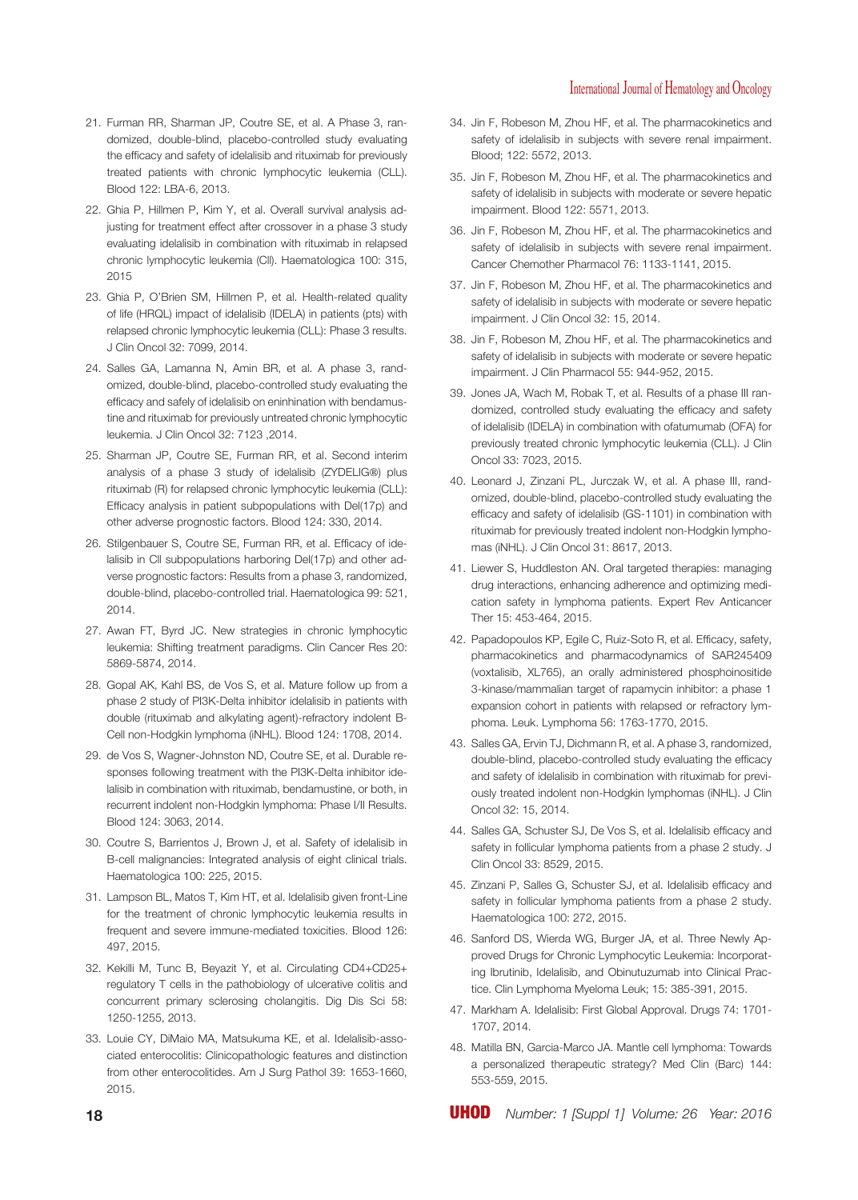21. Furman RR, Sharman JP, Coutre SE, et al. A Phase 3, randomized, double-blind, placebo-controlled study evaluating the efficacy and safety of idelalisib and rituximab for previously treated patients with chronic lymphocytic leukemia (CLL). Blood 122: LBA-6, 2013.
22. Ghia P, Hillmen P, Kim Y, et al. Overall survival analysis adjusting for treatment effect after crossover in a phase 3 study evaluating idelalisib in combination with rituximab in relapsed chronic lymphocytic leukemia (Cll). Haematologica 100: 315, 2015
23. Ghia P, O'Brien SM, Hillmen P, et al. Health-related quality of life (HRQL) impact of idelalisib (IDELA) in patients (pts) with relapsed chronic lymphocytic leukemia (CLL): Phase 3 results. J Clin Oncol 32: 7099, 2014.
24. Salles GA, Lamanna N, Amin BR, et al. A phase 3, randomized, double-blind, placebo-controlled study evaluating the efficacy and safely of idelalisib on eninhination with bendamustine and rituximab for previously untreated chronic lymphocytic leukemia. J Clin Oncol 32: 7123 ,2014.
25. Sharman JP, Coutre SE, Furman RR, et al. Second interim analysis of a phase 3 study of idelalisib (ZYDELIG®) plus rituximab (R) for relapsed chronic lymphocytic leukemia (CLL): Efficacy analysis in patient subpopulations with Del(17p) and other adverse prognostic factors. Blood 124: 330, 2014.
26. Stilgenbauer S, Coutre SE, Furman RR, et al. Efficacy of idelalisib in Cll subpopulations harboring Del(17p) and other adverse prognostic factors: Results from a phase 3, randomized, double-blind, placebo-controlled trial. Haematologica 99: 521, 2014.
27. Awan FT, Byrd JC. New strategies in chronic lymphocytic leukemia: Shifting treatment paradigms. Clin Cancer Res 20: 5869-5874, 2014.
28. Gopal AK, Kahl BS, de Vos S, et al. Mature follow up from a phase 2 study of PI3K-Delta inhibitor idelalisib in patients with double (rituximab and alkylating agent)-refractory indolent B-Cell non-Hodgkin lymphoma (iNHL). Blood 124: 1708, 2014.
29. de Vos S, Wagner-Johnston ND, Coutre SE, et al. Durable responses following treatment with the PI3K-Delta inhibitor idelalisib in combination with rituximab, bendamustine, or both, in recurrent indolent non-Hodgkin lymphoma: Phase I/II Results. Blood 124: 3063, 2014.
30. Coutre S, Barrientos J, Brown J, et al. Safety of idelalisib in B-cell malignancies: Integrated analysis of eight clinical trials. Haematologica 100: 225, 2015.
31. Lampson BL, Matos T, Kim HT, et al. Idelalisib given front-Line for the treatment of chronic lymphocytic leukemia results in frequent and severe immune-mediated toxicities. Blood 126: 497, 2015.
32. Kekilli M, Tunc B, Beyazit Y, et al. Circulating CD4+CD25+ regulatory T cells in the pathobiology of ulcerative colitis and concurrent primary sclerosing cholangitis. Dig Dis Sci 58: 1250-1255, 2013.
33. Louie CY, DiMaio MA, Matsukuma KE, et al. Idelalisib-associated enterocolitis: Clinicopathologic features and distinction from other enterocolitides. Am J Surg Pathol 39: 1653-1660, 2015.
34. Jin F, Robeson M, Zhou HF, et al. The pharmacokinetics and safety of idelalisib in subjects with severe renal impairment. Blood; 122: 5572, 2013.
35. Jin F, Robeson M, Zhou HF, et al. The pharmacokinetics and safety of idelalisib in subjects with moderate or severe hepatic impairment. Blood 122: 5571, 2013.
36. Jin F, Robeson M, Zhou HF, et al. The pharmacokinetics and safety of idelalisib in subjects with severe renal impairment. Cancer Chemother Pharmacol 76: 1133-1141, 2015.
37. Jin F, Robeson M, Zhou HF, et al. The pharmacokinetics and safety of idelalisib in subjects with moderate or severe hepatic impairment. J Clin Oncol 32: 15, 2014.
38. Jin F, Robeson M, Zhou HF, et al. The pharmacokinetics and safety of idelalisib in subjects with moderate or severe hepatic impairment. J Clin Pharmacol 55: 944-952, 2015.
39. Jones JA, Wach M, Robak T, et al. Results of a phase III randomized, controlled study evaluating the efficacy and safety of idelalisib (IDELA) in combination with ofatumumab (OFA) for previously treated chronic lymphocytic leukemia (CLL). J Clin Oncol 33: 7023, 2015.
40. Leonard J, Zinzani PL, Jurczak W, et al. A phase III, randomized, double-blind, placebo-controlled study evaluating the efficacy and safety of idelalisib (GS-1101) in combination with rituximab for previously treated indolent non-Hodgkin lymphomas (iNHL). J Clin Oncol 31: 8617, 2013.
41. Liewer S, Huddleston AN. Oral targeted therapies: managing drug interactions, enhancing adherence and optimizing medication safety in lymphoma patients. Expert Rev Anticancer Ther 15: 453-464, 2015.
42. Papadopoulos KP, Egile C, Ruiz-Soto R, et al. Efficacy, safety, pharmacokinetics and pharmacodynamics of SAR245409 (voxtalisib, XL765), an orally administered phosphoinositide 3-kinase/mammalian target of rapamycin inhibitor: a phase 1 expansion cohort in patients with relapsed or refractory lymphoma. Leuk. Lymphoma 56: 1763-1770, 2015.
43. Salles GA, Ervin TJ, Dichmann R, et al. A phase 3, randomized, double-blind, placebo-controlled study evaluating the efficacy and safety of idelalisib in combination with rituximab for previously treated indolent non-Hodgkin lymphomas (iNHL). J Clin Oncol 32: 15, 2014.
44. Salles GA, Schuster SJ, De Vos S, et al. Idelalisib efficacy and safety in follicular lymphoma patients from a phase 2 study. J Clin Oncol 33: 8529, 2015.
45. Zinzani P, Salles G, Schuster SJ, et al. Idelalisib efficacy and safety in follicular lymphoma patients from a phase 2 study. Haematologica 100: 272, 2015.
46. Sanford DS, Wierda WG, Burger JA, et al. Three Newly Approved Drugs for Chronic Lymphocytic Leukemia: Incorporating Ibrutinib, Idelalisib, and Obinutuzumab into Clinical Practice. Clin Lymphoma Myeloma Leuk; 15: 385-391, 2015.
47. Markham A. Idelalisib: First Global Approval. Drugs 74: 1701-1707, 2014.
48. Matilla BN, Garcia-Marco JA. Mantle cell lymphoma: Towards a personalized therapeutic strategy? Med Clin (Barc) 144: 553-559, 2015.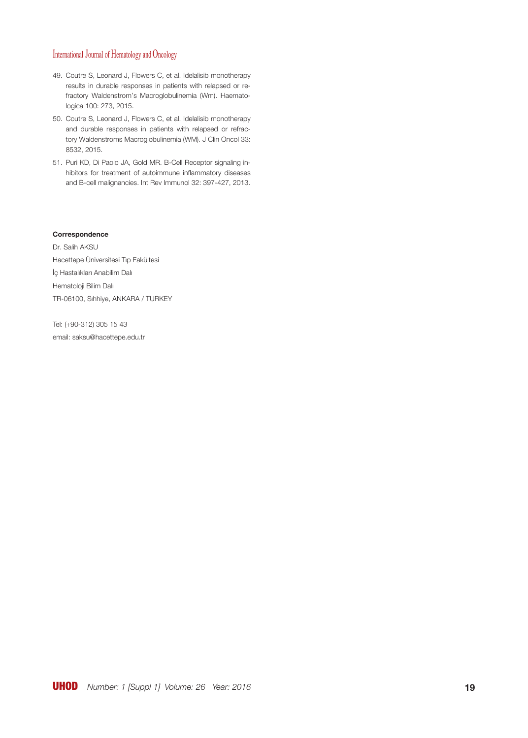49. Coutre S, Leonard J, Flowers C, et al. Idelalisib monotherapy results in durable responses in patients with relapsed or refractory Waldenstrom's Macroglobulinemia (Wm). Haematologica 100: 273, 2015.
50. Coutre S, Leonard J, Flowers C, et al. Idelalisib monotherapy and durable responses in patients with relapsed or refractory Waldenstroms Macroglobulinemia (WM). J Clin Oncol 33: 8532, 2015.
51. Puri KD, Di Paolo JA, Gold MR. B-Cell Receptor signaling inhibitors for treatment of autoimmune inflammatory diseases and B-cell malignancies. Int Rev Immunol 32: 397-427, 2013.

**Correspondence**

Dr. Salih AKSU

Hacettepe Üniversitesi Tıp Fakültesi

İç Hastalıkları Anabilim Dalı

Hematoloji Bilim Dalı

TR-06100, Sıhhiye, ANKARA / TURKEY

Tel: (+90-312) 305 15 43

email: saksu@hacettepe.edu.tr